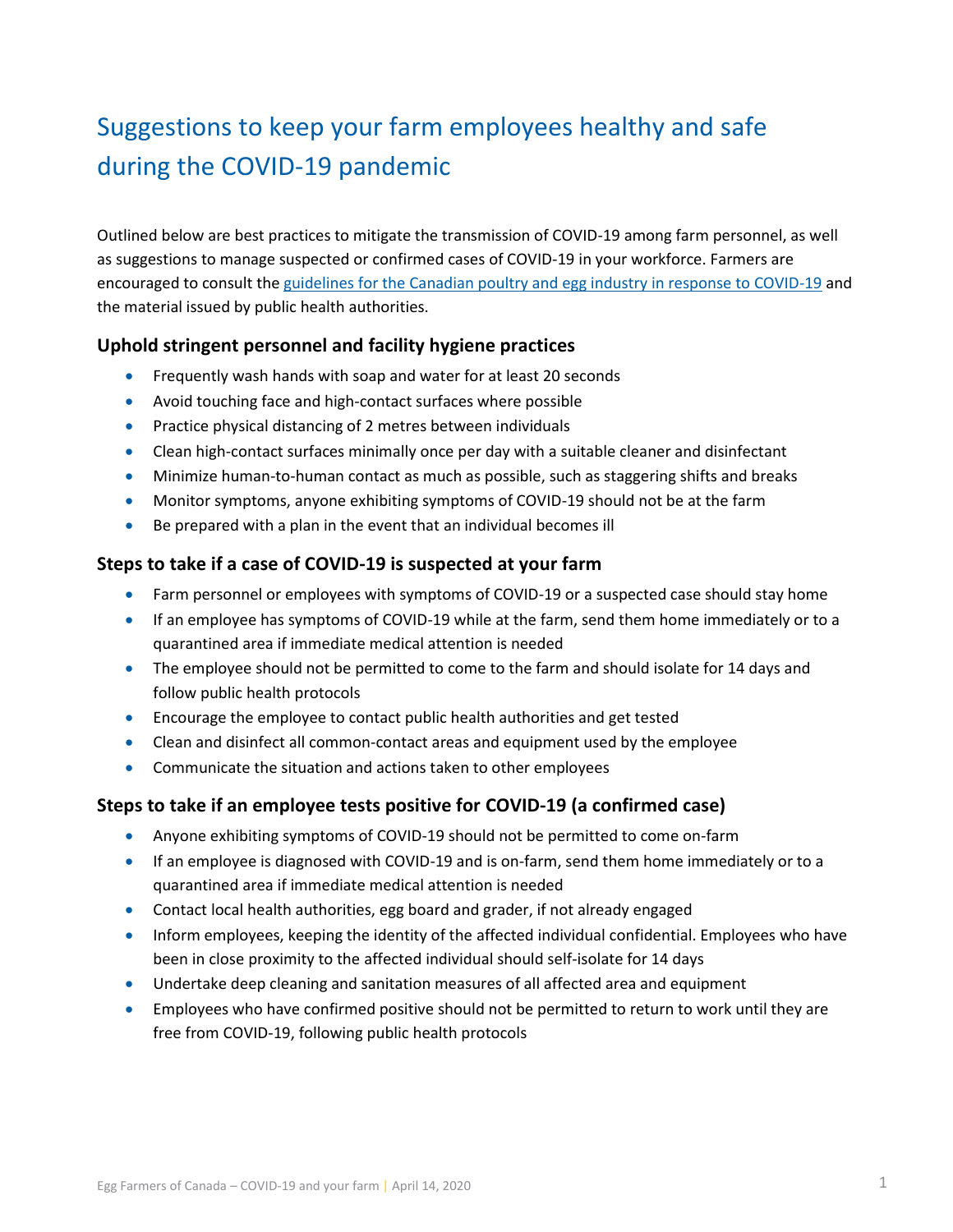# Suggestions to keep your farm employees healthy and safe during the COVID-19 pandemic

Outlined below are best practices to mitigate the transmission of COVID-19 among farm personnel, as well as suggestions to manage suspected or confirmed cases of COVID-19 in your workforce. Farmers are encouraged to consult the guidelines for the Canadian poultry and egg industry in response to COVID-19 and the material issued by public health authorities.

## Uphold stringent personnel and facility hygiene practices

- Frequently wash hands with soap and water for at least 20 seconds
- Avoid touching face and high-contact surfaces where possible
- Practice physical distancing of 2 metres between individuals
- Clean high-contact surfaces minimally once per day with a suitable cleaner and disinfectant
- Minimize human-to-human contact as much as possible, such as staggering shifts and breaks
- Monitor symptoms, anyone exhibiting symptoms of COVID-19 should not be at the farm
- Be prepared with a plan in the event that an individual becomes ill

## Steps to take if a case of COVID-19 is suspected at your farm

- Farm personnel or employees with symptoms of COVID-19 or a suspected case should stay home
- If an employee has symptoms of COVID-19 while at the farm, send them home immediately or to a quarantined area if immediate medical attention is needed
- The employee should not be permitted to come to the farm and should isolate for 14 days and follow public health protocols
- Encourage the employee to contact public health authorities and get tested
- Clean and disinfect all common-contact areas and equipment used by the employee
- Communicate the situation and actions taken to other employees

## Steps to take if an employee tests positive for COVID-19 (a confirmed case)

- Anyone exhibiting symptoms of COVID-19 should not be permitted to come on-farm
- If an employee is diagnosed with COVID-19 and is on-farm, send them home immediately or to a quarantined area if immediate medical attention is needed
- Contact local health authorities, egg board and grader, if not already engaged
- Inform employees, keeping the identity of the affected individual confidential. Employees who have been in close proximity to the affected individual should self-isolate for 14 days
- Undertake deep cleaning and sanitation measures of all affected area and equipment
- Employees who have confirmed positive should not be permitted to return to work until they are free from COVID-19, following public health protocols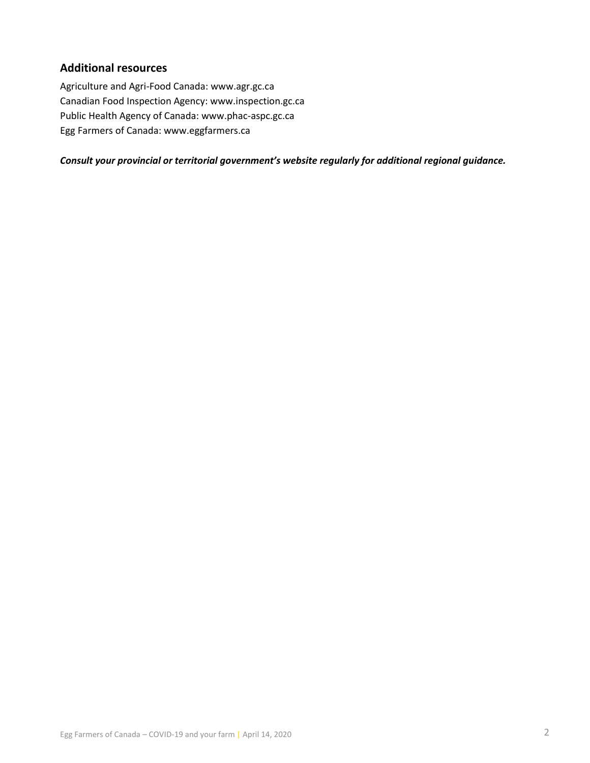## Additional resources

Agriculture and Agri-Food Canada: www.agr.gc.ca
Canadian Food Inspection Agency: www.inspection.gc.ca
Public Health Agency of Canada: www.phac-aspc.gc.ca
Egg Farmers of Canada: www.eggfarmers.ca

***Consult your provincial or territorial government's website regularly for additional regional guidance.***